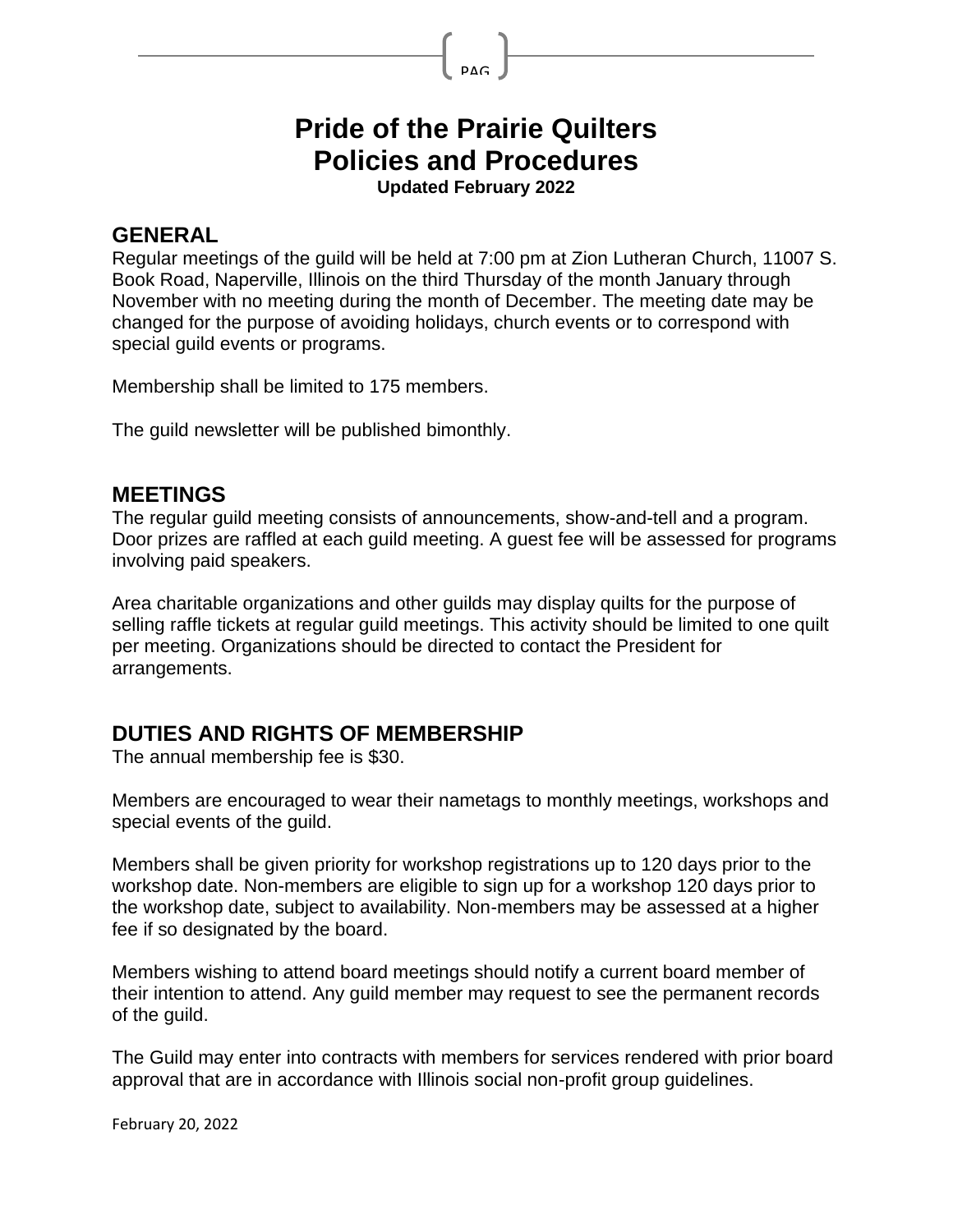# Pride of the Prairie Quilters
# Policies and Procedures

**Updated February 2022**

## GENERAL

Regular meetings of the guild will be held at 7:00 pm at Zion Lutheran Church, 11007 S. Book Road, Naperville, Illinois on the third Thursday of the month January through November with no meeting during the month of December. The meeting date may be changed for the purpose of avoiding holidays, church events or to correspond with special guild events or programs.

Membership shall be limited to 175 members.

The guild newsletter will be published bimonthly.

## MEETINGS

The regular guild meeting consists of announcements, show-and-tell and a program. Door prizes are raffled at each guild meeting. A guest fee will be assessed for programs involving paid speakers.

Area charitable organizations and other guilds may display quilts for the purpose of selling raffle tickets at regular guild meetings. This activity should be limited to one quilt per meeting. Organizations should be directed to contact the President for arrangements.

## DUTIES AND RIGHTS OF MEMBERSHIP

The annual membership fee is $30.

Members are encouraged to wear their nametags to monthly meetings, workshops and special events of the guild.

Members shall be given priority for workshop registrations up to 120 days prior to the workshop date. Non-members are eligible to sign up for a workshop 120 days prior to the workshop date, subject to availability. Non-members may be assessed at a higher fee if so designated by the board.

Members wishing to attend board meetings should notify a current board member of their intention to attend. Any guild member may request to see the permanent records of the guild.

The Guild may enter into contracts with members for services rendered with prior board approval that are in accordance with Illinois social non-profit group guidelines.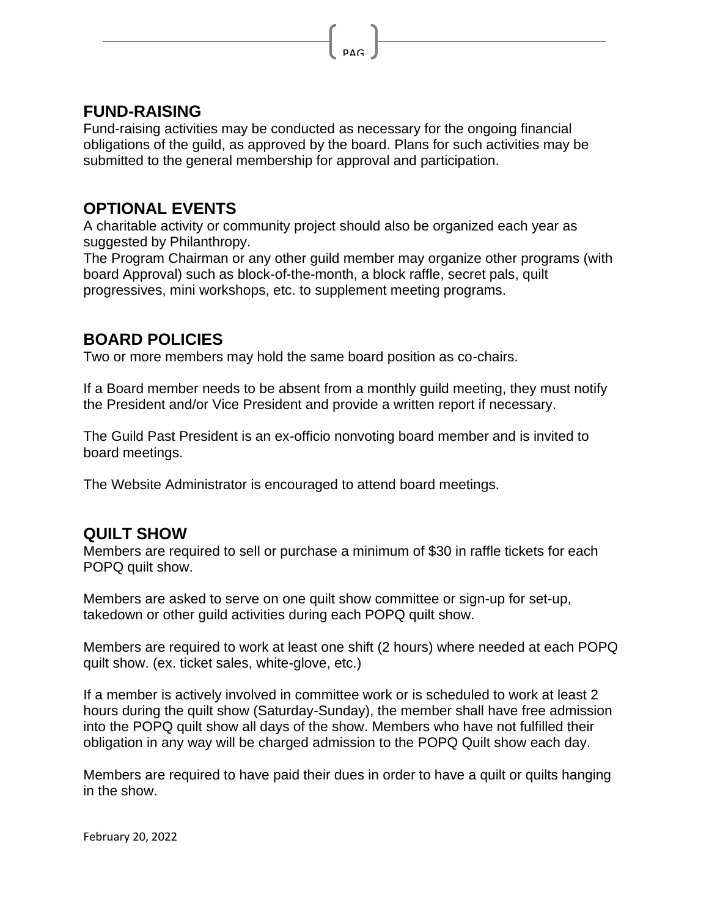## FUND-RAISING

Fund-raising activities may be conducted as necessary for the ongoing financial obligations of the guild, as approved by the board. Plans for such activities may be submitted to the general membership for approval and participation.

## OPTIONAL EVENTS

A charitable activity or community project should also be organized each year as suggested by Philanthropy.
The Program Chairman or any other guild member may organize other programs (with board Approval) such as block-of-the-month, a block raffle, secret pals, quilt progressives, mini workshops, etc. to supplement meeting programs.

## BOARD POLICIES

Two or more members may hold the same board position as co-chairs.

If a Board member needs to be absent from a monthly guild meeting, they must notify the President and/or Vice President and provide a written report if necessary.

The Guild Past President is an ex-officio nonvoting board member and is invited to board meetings.

The Website Administrator is encouraged to attend board meetings.

## QUILT SHOW

Members are required to sell or purchase a minimum of $30 in raffle tickets for each POPQ quilt show.

Members are asked to serve on one quilt show committee or sign-up for set-up, takedown or other guild activities during each POPQ quilt show.

Members are required to work at least one shift (2 hours) where needed at each POPQ quilt show. (ex. ticket sales, white-glove, etc.)

If a member is actively involved in committee work or is scheduled to work at least 2 hours during the quilt show (Saturday-Sunday), the member shall have free admission into the POPQ quilt show all days of the show. Members who have not fulfilled their obligation in any way will be charged admission to the POPQ Quilt show each day.

Members are required to have paid their dues in order to have a quilt or quilts hanging in the show.

February 20, 2022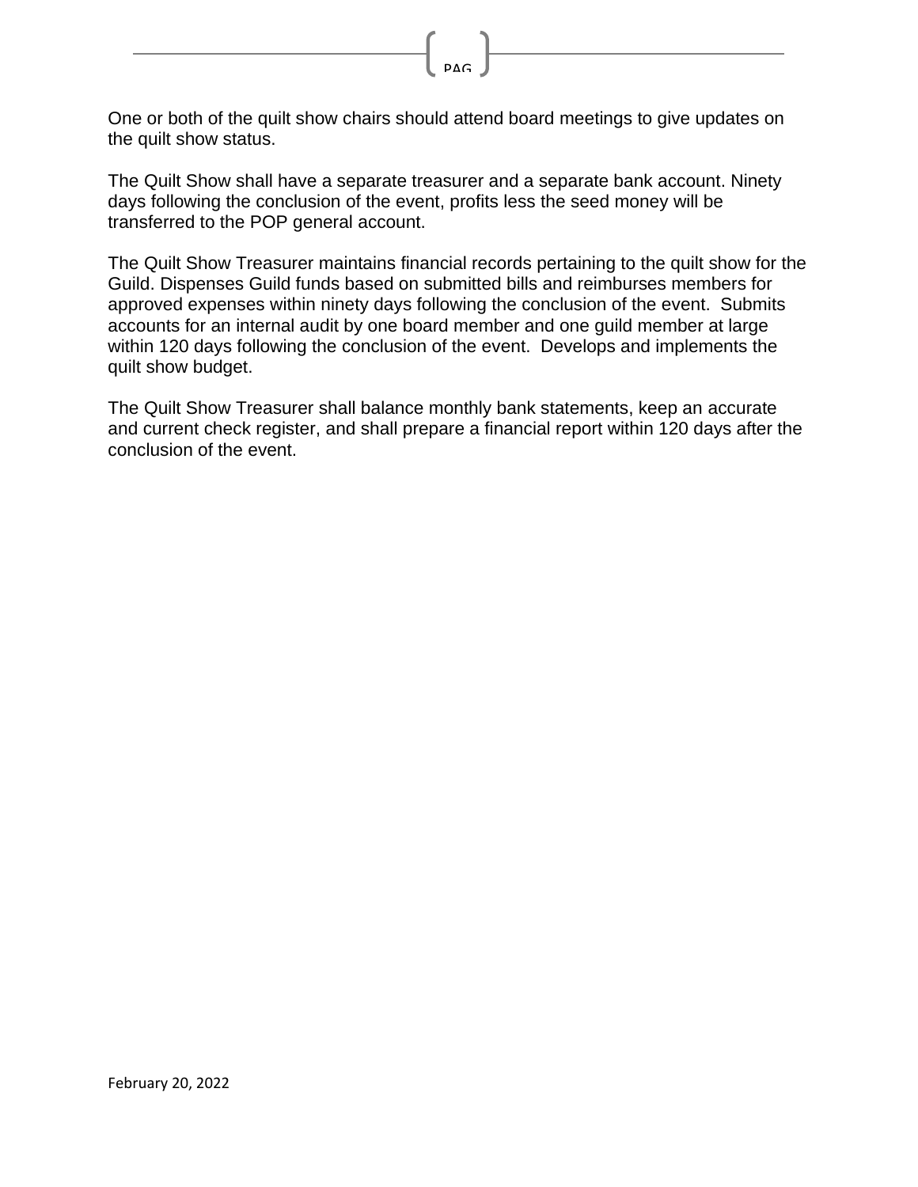One or both of the quilt show chairs should attend board meetings to give updates on the quilt show status.

The Quilt Show shall have a separate treasurer and a separate bank account. Ninety days following the conclusion of the event, profits less the seed money will be transferred to the POP general account.

The Quilt Show Treasurer maintains financial records pertaining to the quilt show for the Guild. Dispenses Guild funds based on submitted bills and reimburses members for approved expenses within ninety days following the conclusion of the event. Submits accounts for an internal audit by one board member and one guild member at large within 120 days following the conclusion of the event. Develops and implements the quilt show budget.

The Quilt Show Treasurer shall balance monthly bank statements, keep an accurate and current check register, and shall prepare a financial report within 120 days after the conclusion of the event.